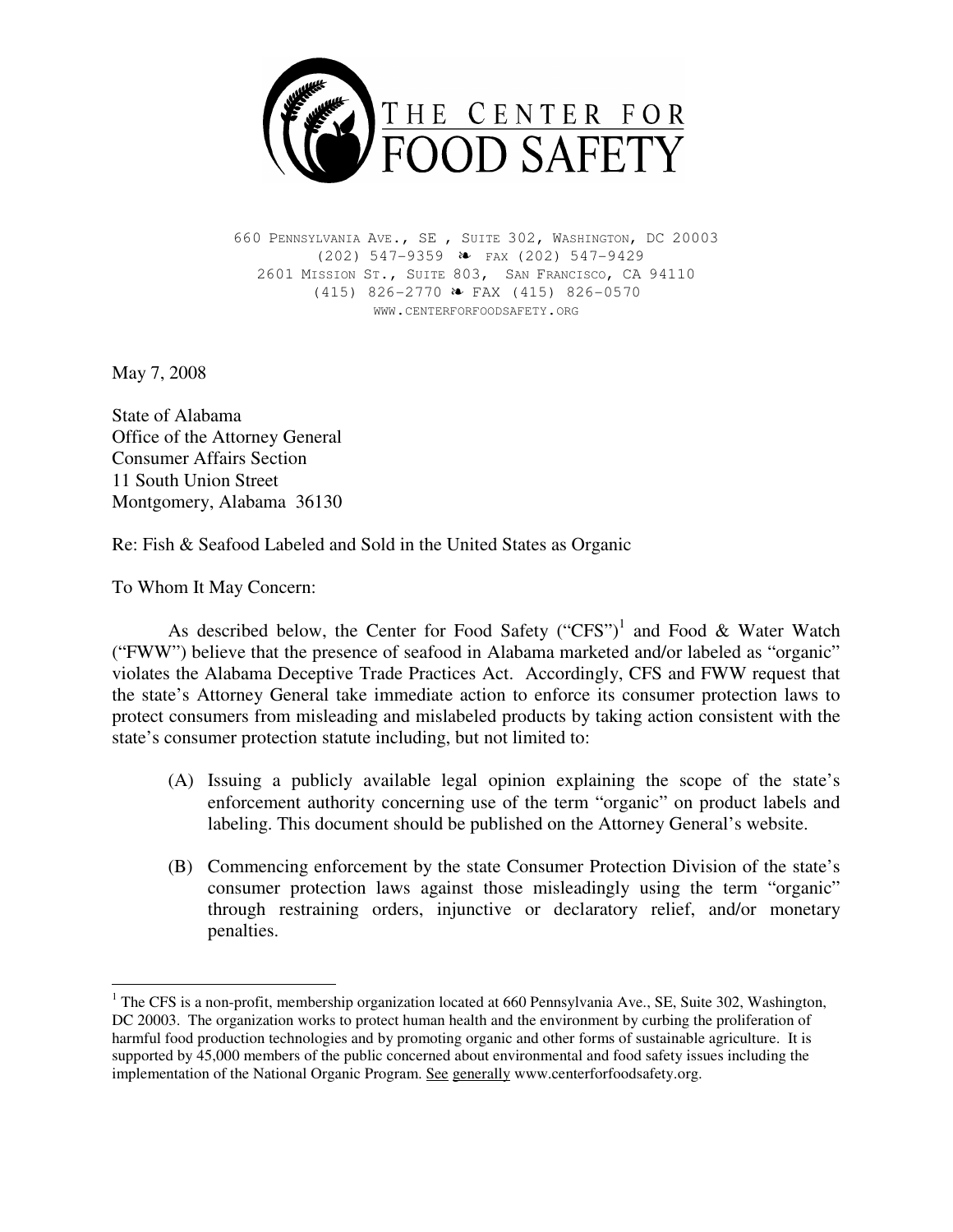# THE CENTER FOR FOOD SAFETY

660 Pennsylvania Ave., SE , Suite 302, Washington, DC 20003
(202) 547-9359 ❧ fax (202) 547-9429
2601 Mission St., Suite 803, San Francisco, CA 94110
(415) 826-2770 ❧ FAX (415) 826-0570
www.centerforfoodsafety.org

May 7, 2008

State of Alabama
Office of the Attorney General
Consumer Affairs Section
11 South Union Street
Montgomery, Alabama 36130

Re: Fish & Seafood Labeled and Sold in the United States as Organic

To Whom It May Concern:

As described below, the Center for Food Safety ("CFS")[1] and Food & Water Watch ("FWW") believe that the presence of seafood in Alabama marketed and/or labeled as "organic" violates the Alabama Deceptive Trade Practices Act. Accordingly, CFS and FWW request that the state's Attorney General take immediate action to enforce its consumer protection laws to protect consumers from misleading and mislabeled products by taking action consistent with the state's consumer protection statute including, but not limited to:

(A) Issuing a publicly available legal opinion explaining the scope of the state's enforcement authority concerning use of the term "organic" on product labels and labeling. This document should be published on the Attorney General's website.

(B) Commencing enforcement by the state Consumer Protection Division of the state's consumer protection laws against those misleadingly using the term "organic" through restraining orders, injunctive or declaratory relief, and/or monetary penalties.

[1] The CFS is a non-profit, membership organization located at 660 Pennsylvania Ave., SE, Suite 302, Washington, DC 20003. The organization works to protect human health and the environment by curbing the proliferation of harmful food production technologies and by promoting organic and other forms of sustainable agriculture. It is supported by 45,000 members of the public concerned about environmental and food safety issues including the implementation of the National Organic Program. See generally www.centerforfoodsafety.org.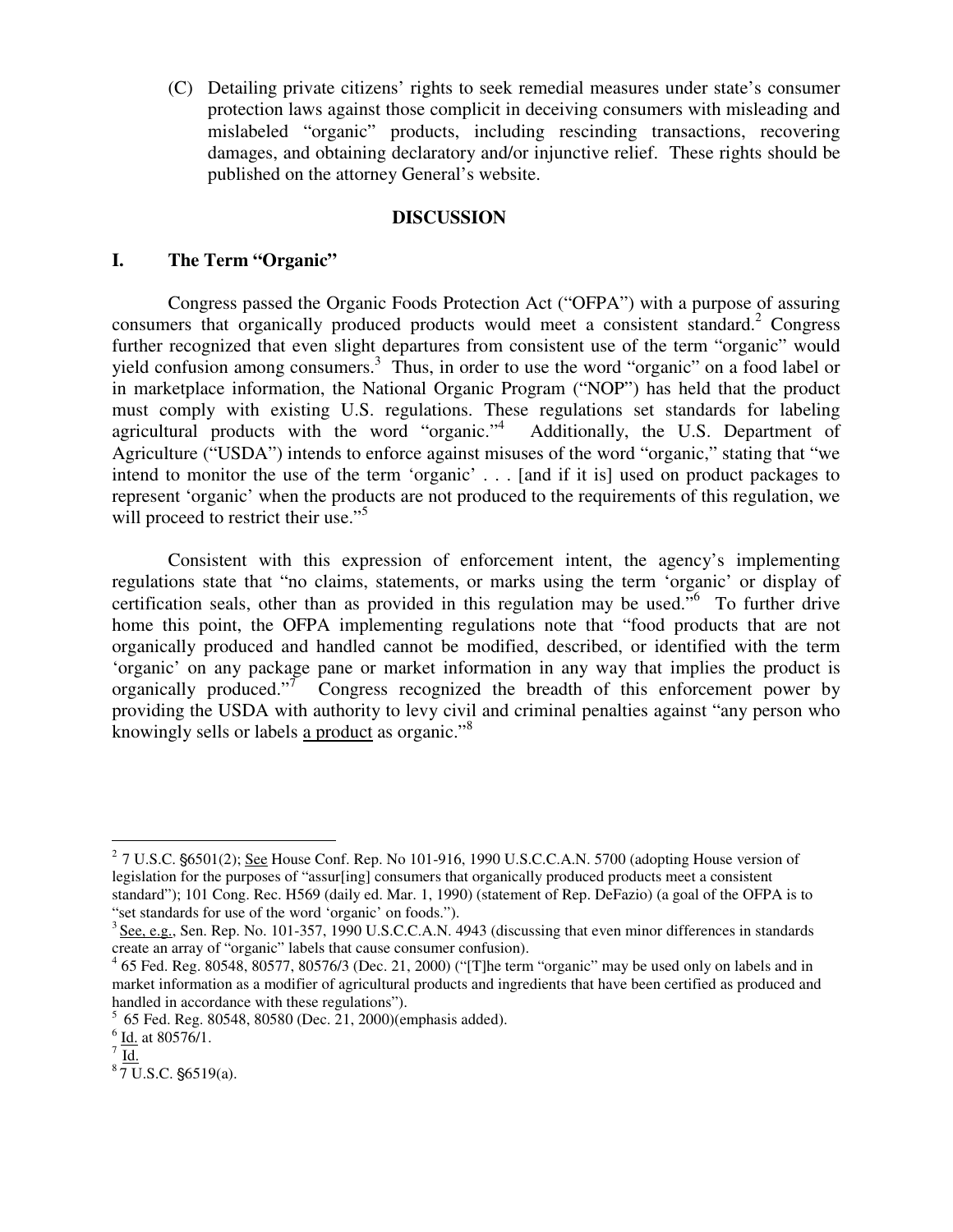(C) Detailing private citizens' rights to seek remedial measures under state's consumer protection laws against those complicit in deceiving consumers with misleading and mislabeled "organic" products, including rescinding transactions, recovering damages, and obtaining declaratory and/or injunctive relief. These rights should be published on the attorney General's website.

## DISCUSSION

### I. The Term "Organic"

Congress passed the Organic Foods Protection Act ("OFPA") with a purpose of assuring consumers that organically produced products would meet a consistent standard.[2] Congress further recognized that even slight departures from consistent use of the term "organic" would yield confusion among consumers.[3] Thus, in order to use the word "organic" on a food label or in marketplace information, the National Organic Program ("NOP") has held that the product must comply with existing U.S. regulations. These regulations set standards for labeling agricultural products with the word "organic."[4] Additionally, the U.S. Department of Agriculture ("USDA") intends to enforce against misuses of the word "organic," stating that "we intend to monitor the use of the term 'organic' . . . [and if it is] used on product packages to represent 'organic' when the products are not produced to the requirements of this regulation, we will proceed to restrict their use."[5]

Consistent with this expression of enforcement intent, the agency's implementing regulations state that "no claims, statements, or marks using the term 'organic' or display of certification seals, other than as provided in this regulation may be used."[6] To further drive home this point, the OFPA implementing regulations note that "food products that are not organically produced and handled cannot be modified, described, or identified with the term 'organic' on any package pane or market information in any way that implies the product is organically produced."[7] Congress recognized the breadth of this enforcement power by providing the USDA with authority to levy civil and criminal penalties against "any person who knowingly sells or labels <u>a product</u> as organic."[8]

---

[2] 7 U.S.C. §6501(2); <u>See</u> House Conf. Rep. No 101-916, 1990 U.S.C.C.A.N. 5700 (adopting House version of legislation for the purposes of "assur[ing] consumers that organically produced products meet a consistent standard"); 101 Cong. Rec. H569 (daily ed. Mar. 1, 1990) (statement of Rep. DeFazio) (a goal of the OFPA is to "set standards for use of the word 'organic' on foods.").

[3] <u>See, e.g.</u>, Sen. Rep. No. 101-357, 1990 U.S.C.C.A.N. 4943 (discussing that even minor differences in standards create an array of "organic" labels that cause consumer confusion).

[4] 65 Fed. Reg. 80548, 80577, 80576/3 (Dec. 21, 2000) ("[T]he term "organic" may be used only on labels and in market information as a modifier of agricultural products and ingredients that have been certified as produced and handled in accordance with these regulations").

[5] 65 Fed. Reg. 80548, 80580 (Dec. 21, 2000)(emphasis added).

[6] <u>Id.</u> at 80576/1.

[7] <u>Id.</u>

[8] 7 U.S.C. §6519(a).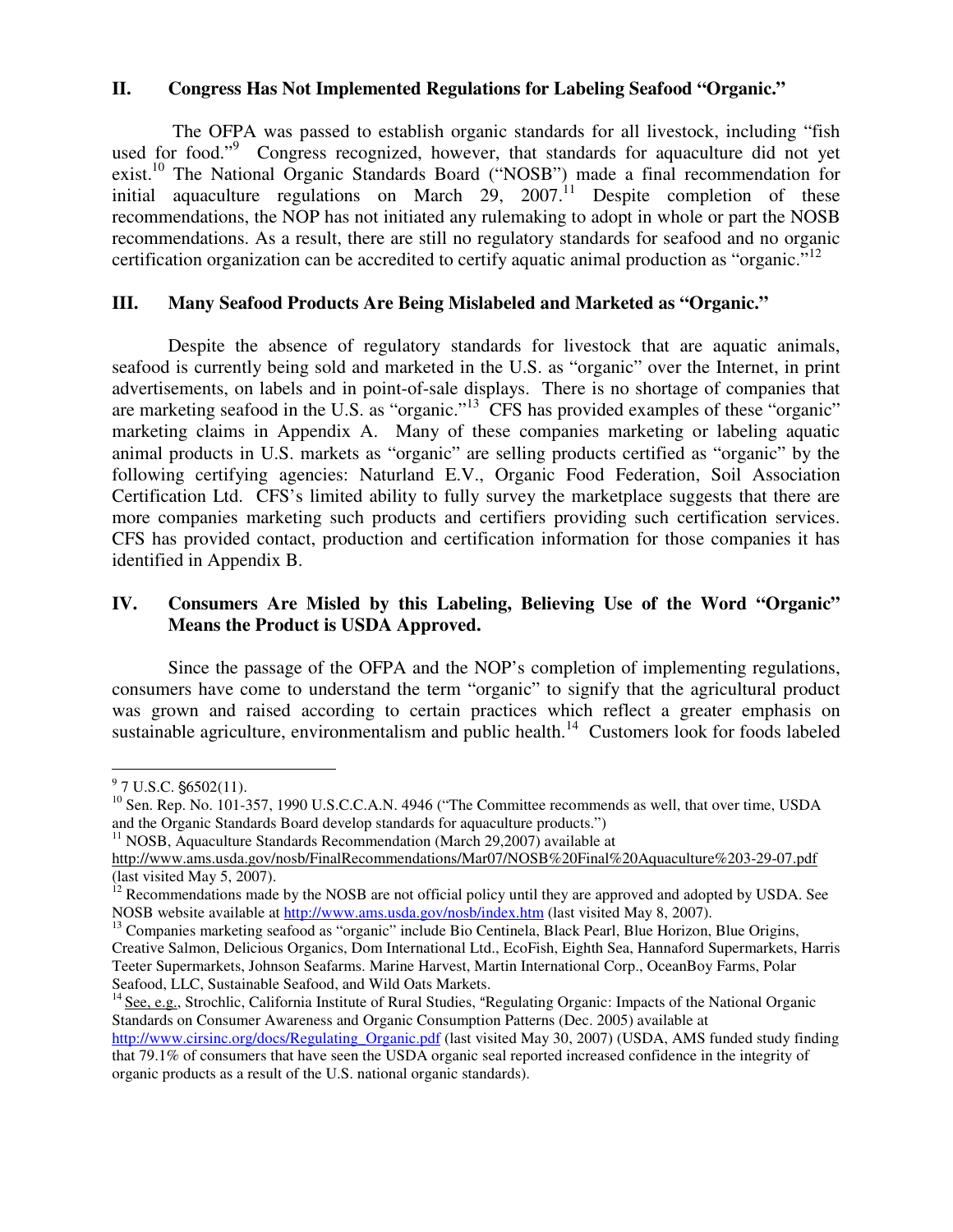## II. Congress Has Not Implemented Regulations for Labeling Seafood "Organic."

The OFPA was passed to establish organic standards for all livestock, including "fish used for food."[9] Congress recognized, however, that standards for aquaculture did not yet exist.[10] The National Organic Standards Board ("NOSB") made a final recommendation for initial aquaculture regulations on March 29, 2007.[11] Despite completion of these recommendations, the NOP has not initiated any rulemaking to adopt in whole or part the NOSB recommendations. As a result, there are still no regulatory standards for seafood and no organic certification organization can be accredited to certify aquatic animal production as "organic."[12]

## III. Many Seafood Products Are Being Mislabeled and Marketed as "Organic."

Despite the absence of regulatory standards for livestock that are aquatic animals, seafood is currently being sold and marketed in the U.S. as "organic" over the Internet, in print advertisements, on labels and in point-of-sale displays. There is no shortage of companies that are marketing seafood in the U.S. as "organic."[13] CFS has provided examples of these "organic" marketing claims in Appendix A. Many of these companies marketing or labeling aquatic animal products in U.S. markets as "organic" are selling products certified as "organic" by the following certifying agencies: Naturland E.V., Organic Food Federation, Soil Association Certification Ltd. CFS's limited ability to fully survey the marketplace suggests that there are more companies marketing such products and certifiers providing such certification services. CFS has provided contact, production and certification information for those companies it has identified in Appendix B.

## IV. Consumers Are Misled by this Labeling, Believing Use of the Word "Organic" Means the Product is USDA Approved.

Since the passage of the OFPA and the NOP's completion of implementing regulations, consumers have come to understand the term "organic" to signify that the agricultural product was grown and raised according to certain practices which reflect a greater emphasis on sustainable agriculture, environmentalism and public health.[14] Customers look for foods labeled

---

[9] 7 U.S.C. §6502(11).

[10] Sen. Rep. No. 101-357, 1990 U.S.C.C.A.N. 4946 ("The Committee recommends as well, that over time, USDA and the Organic Standards Board develop standards for aquaculture products.")

[11] NOSB, Aquaculture Standards Recommendation (March 29,2007) available at http://www.ams.usda.gov/nosb/FinalRecommendations/Mar07/NOSB%20Final%20Aquaculture%203-29-07.pdf (last visited May 5, 2007).

[12] Recommendations made by the NOSB are not official policy until they are approved and adopted by USDA. See NOSB website available at http://www.ams.usda.gov/nosb/index.htm (last visited May 8, 2007).

[13] Companies marketing seafood as "organic" include Bio Centinela, Black Pearl, Blue Horizon, Blue Origins, Creative Salmon, Delicious Organics, Dom International Ltd., EcoFish, Eighth Sea, Hannaford Supermarkets, Harris Teeter Supermarkets, Johnson Seafarms. Marine Harvest, Martin International Corp., OceanBoy Farms, Polar Seafood, LLC, Sustainable Seafood, and Wild Oats Markets.

[14] See, e.g., Strochlic, California Institute of Rural Studies, "Regulating Organic: Impacts of the National Organic Standards on Consumer Awareness and Organic Consumption Patterns (Dec. 2005) available at http://www.cirsinc.org/docs/Regulating_Organic.pdf (last visited May 30, 2007) (USDA, AMS funded study finding that 79.1% of consumers that have seen the USDA organic seal reported increased confidence in the integrity of organic products as a result of the U.S. national organic standards).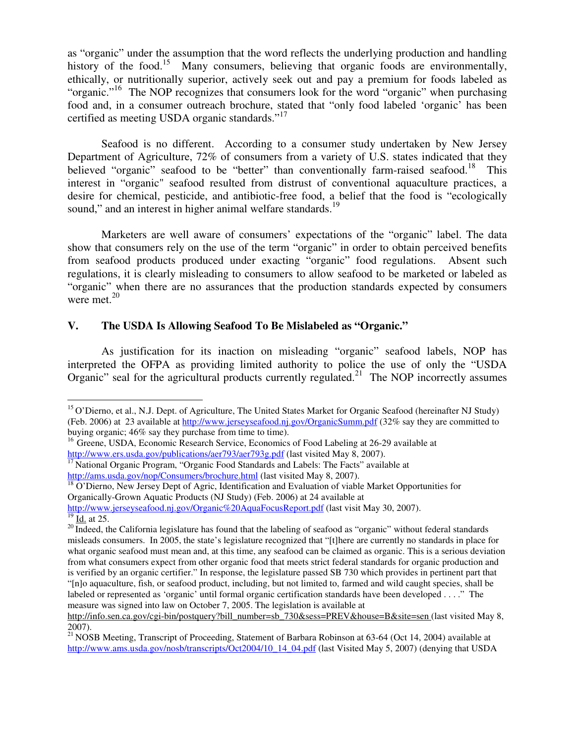as "organic" under the assumption that the word reflects the underlying production and handling history of the food.[15] Many consumers, believing that organic foods are environmentally, ethically, or nutritionally superior, actively seek out and pay a premium for foods labeled as "organic."[16] The NOP recognizes that consumers look for the word "organic" when purchasing food and, in a consumer outreach brochure, stated that "only food labeled 'organic' has been certified as meeting USDA organic standards."[17]

Seafood is no different. According to a consumer study undertaken by New Jersey Department of Agriculture, 72% of consumers from a variety of U.S. states indicated that they believed "organic" seafood to be "better" than conventionally farm-raised seafood.[18] This interest in "organic" seafood resulted from distrust of conventional aquaculture practices, a desire for chemical, pesticide, and antibiotic-free food, a belief that the food is "ecologically sound," and an interest in higher animal welfare standards.[19]

Marketers are well aware of consumers' expectations of the "organic" label. The data show that consumers rely on the use of the term "organic" in order to obtain perceived benefits from seafood products produced under exacting "organic" food regulations. Absent such regulations, it is clearly misleading to consumers to allow seafood to be marketed or labeled as "organic" when there are no assurances that the production standards expected by consumers were met.[20]

## V. The USDA Is Allowing Seafood To Be Mislabeled as "Organic."

As justification for its inaction on misleading "organic" seafood labels, NOP has interpreted the OFPA as providing limited authority to police the use of only the "USDA Organic" seal for the agricultural products currently regulated.[21] The NOP incorrectly assumes

---

[15] O'Dierno, et al., N.J. Dept. of Agriculture, The United States Market for Organic Seafood (hereinafter NJ Study) (Feb. 2006) at 23 available at http://www.jerseyseafood.nj.gov/OrganicSumm.pdf (32% say they are committed to buying organic; 46% say they purchase from time to time).

[16] Greene, USDA, Economic Research Service, Economics of Food Labeling at 26-29 available at http://www.ers.usda.gov/publications/aer793/aer793g.pdf (last visited May 8, 2007).

[17] National Organic Program, "Organic Food Standards and Labels: The Facts" available at http://ams.usda.gov/nop/Consumers/brochure.html (last visited May 8, 2007).

[18] O'Dierno, New Jersey Dept of Agric, Identification and Evaluation of viable Market Opportunities for Organically-Grown Aquatic Products (NJ Study) (Feb. 2006) at 24 available at http://www.jerseyseafood.nj.gov/Organic%20AquaFocusReport.pdf (last visit May 30, 2007).

[19] Id. at 25.

[20] Indeed, the California legislature has found that the labeling of seafood as "organic" without federal standards misleads consumers. In 2005, the state's legislature recognized that "[t]here are currently no standards in place for what organic seafood must mean and, at this time, any seafood can be claimed as organic. This is a serious deviation from what consumers expect from other organic food that meets strict federal standards for organic production and is verified by an organic certifier." In response, the legislature passed SB 730 which provides in pertinent part that "[n]o aquaculture, fish, or seafood product, including, but not limited to, farmed and wild caught species, shall be labeled or represented as 'organic' until formal organic certification standards have been developed . . . ." The measure was signed into law on October 7, 2005. The legislation is available at http://info.sen.ca.gov/cgi-bin/postquery?bill_number=sb_730&sess=PREV&house=B&site=sen (last visited May 8, 2007).

[21] NOSB Meeting, Transcript of Proceeding, Statement of Barbara Robinson at 63-64 (Oct 14, 2004) available at http://www.ams.usda.gov/nosb/transcripts/Oct2004/10_14_04.pdf (last Visited May 5, 2007) (denying that USDA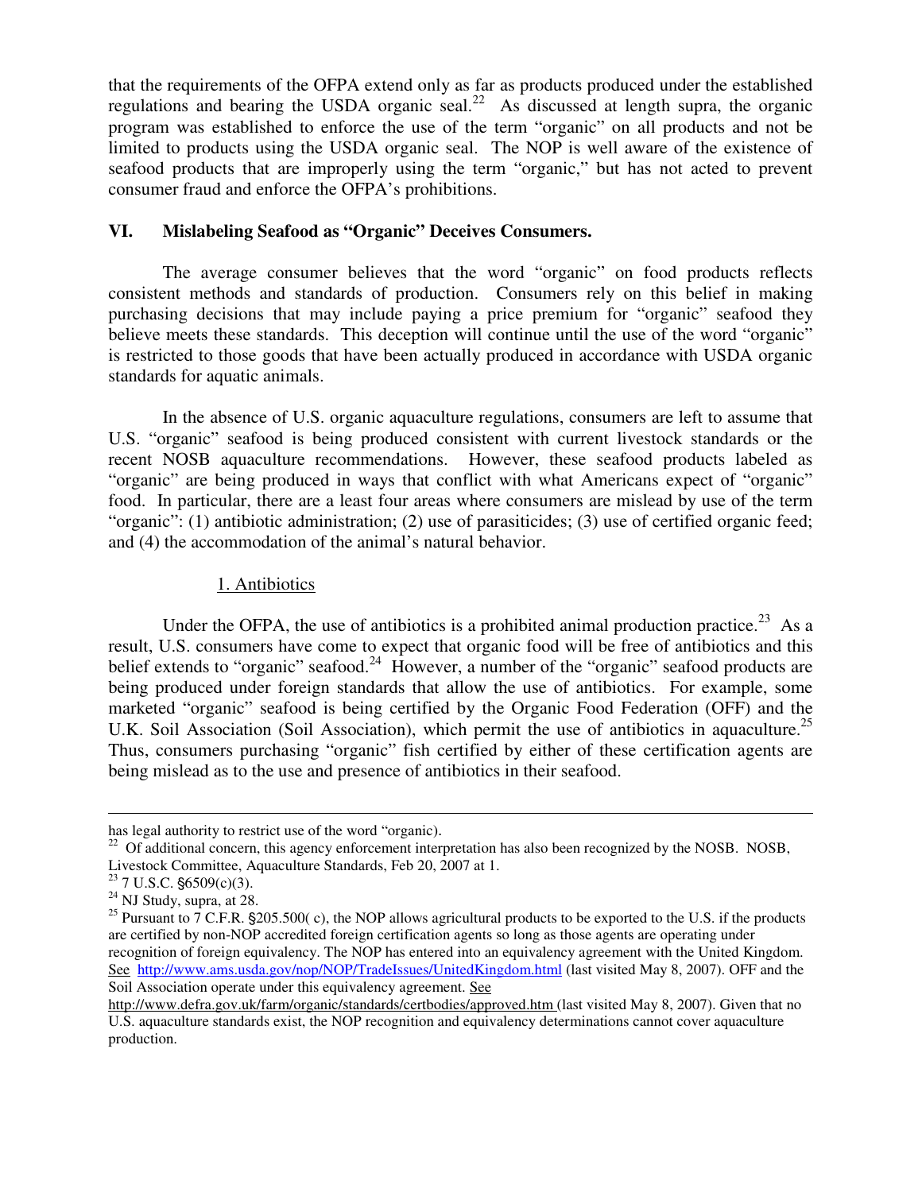that the requirements of the OFPA extend only as far as products produced under the established regulations and bearing the USDA organic seal.[22] As discussed at length supra, the organic program was established to enforce the use of the term "organic" on all products and not be limited to products using the USDA organic seal. The NOP is well aware of the existence of seafood products that are improperly using the term "organic," but has not acted to prevent consumer fraud and enforce the OFPA's prohibitions.

## VI. Mislabeling Seafood as "Organic" Deceives Consumers.

The average consumer believes that the word "organic" on food products reflects consistent methods and standards of production. Consumers rely on this belief in making purchasing decisions that may include paying a price premium for "organic" seafood they believe meets these standards. This deception will continue until the use of the word "organic" is restricted to those goods that have been actually produced in accordance with USDA organic standards for aquatic animals.

In the absence of U.S. organic aquaculture regulations, consumers are left to assume that U.S. "organic" seafood is being produced consistent with current livestock standards or the recent NOSB aquaculture recommendations. However, these seafood products labeled as "organic" are being produced in ways that conflict with what Americans expect of "organic" food. In particular, there are a least four areas where consumers are mislead by use of the term "organic": (1) antibiotic administration; (2) use of parasiticides; (3) use of certified organic feed; and (4) the accommodation of the animal's natural behavior.

### 1. Antibiotics

Under the OFPA, the use of antibiotics is a prohibited animal production practice.[23] As a result, U.S. consumers have come to expect that organic food will be free of antibiotics and this belief extends to "organic" seafood.[24] However, a number of the "organic" seafood products are being produced under foreign standards that allow the use of antibiotics. For example, some marketed "organic" seafood is being certified by the Organic Food Federation (OFF) and the U.K. Soil Association (Soil Association), which permit the use of antibiotics in aquaculture.[25] Thus, consumers purchasing "organic" fish certified by either of these certification agents are being mislead as to the use and presence of antibiotics in their seafood.

---

has legal authority to restrict use of the word "organic).

[22] Of additional concern, this agency enforcement interpretation has also been recognized by the NOSB. NOSB, Livestock Committee, Aquaculture Standards, Feb 20, 2007 at 1.

[23] 7 U.S.C. §6509(c)(3).

[24] NJ Study, supra, at 28.

[25] Pursuant to 7 C.F.R. §205.500( c), the NOP allows agricultural products to be exported to the U.S. if the products are certified by non-NOP accredited foreign certification agents so long as those agents are operating under recognition of foreign equivalency. The NOP has entered into an equivalency agreement with the United Kingdom. See http://www.ams.usda.gov/nop/NOP/TradeIssues/UnitedKingdom.html (last visited May 8, 2007). OFF and the Soil Association operate under this equivalency agreement. See http://www.defra.gov.uk/farm/organic/standards/certbodies/approved.htm (last visited May 8, 2007). Given that no U.S. aquaculture standards exist, the NOP recognition and equivalency determinations cannot cover aquaculture production.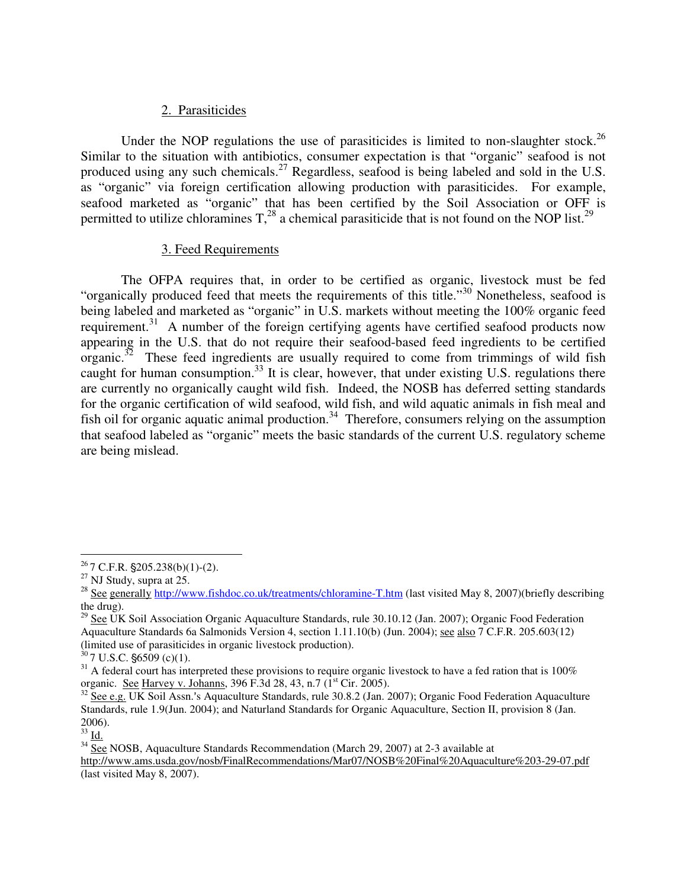### 2. Parasiticides

Under the NOP regulations the use of parasiticides is limited to non-slaughter stock.[26] Similar to the situation with antibiotics, consumer expectation is that "organic" seafood is not produced using any such chemicals.[27] Regardless, seafood is being labeled and sold in the U.S. as "organic" via foreign certification allowing production with parasiticides. For example, seafood marketed as "organic" that has been certified by the Soil Association or OFF is permitted to utilize chloramines T,[28] a chemical parasiticide that is not found on the NOP list.[29]

### 3. Feed Requirements

The OFPA requires that, in order to be certified as organic, livestock must be fed "organically produced feed that meets the requirements of this title."[30] Nonetheless, seafood is being labeled and marketed as "organic" in U.S. markets without meeting the 100% organic feed requirement.[31] A number of the foreign certifying agents have certified seafood products now appearing in the U.S. that do not require their seafood-based feed ingredients to be certified organic.[32] These feed ingredients are usually required to come from trimmings of wild fish caught for human consumption.[33] It is clear, however, that under existing U.S. regulations there are currently no organically caught wild fish. Indeed, the NOSB has deferred setting standards for the organic certification of wild seafood, wild fish, and wild aquatic animals in fish meal and fish oil for organic aquatic animal production.[34] Therefore, consumers relying on the assumption that seafood labeled as "organic" meets the basic standards of the current U.S. regulatory scheme are being mislead.

---

[26] 7 C.F.R. §205.238(b)(1)-(2).

[27] NJ Study, supra at 25.

[28] See generally http://www.fishdoc.co.uk/treatments/chloramine-T.htm (last visited May 8, 2007)(briefly describing the drug).

[29] See UK Soil Association Organic Aquaculture Standards, rule 30.10.12 (Jan. 2007); Organic Food Federation Aquaculture Standards 6a Salmonids Version 4, section 1.11.10(b) (Jun. 2004); see also 7 C.F.R. 205.603(12) (limited use of parasiticides in organic livestock production).

[30] 7 U.S.C. §6509 (c)(1).

[31] A federal court has interpreted these provisions to require organic livestock to have a fed ration that is 100% organic. See Harvey v. Johanns, 396 F.3d 28, 43, n.7 (1st Cir. 2005).

[32] See e.g. UK Soil Assn.'s Aquaculture Standards, rule 30.8.2 (Jan. 2007); Organic Food Federation Aquaculture Standards, rule 1.9(Jun. 2004); and Naturland Standards for Organic Aquaculture, Section II, provision 8 (Jan. 2006).

[33] Id.

[34] See NOSB, Aquaculture Standards Recommendation (March 29, 2007) at 2-3 available at http://www.ams.usda.gov/nosb/FinalRecommendations/Mar07/NOSB%20Final%20Aquaculture%203-29-07.pdf (last visited May 8, 2007).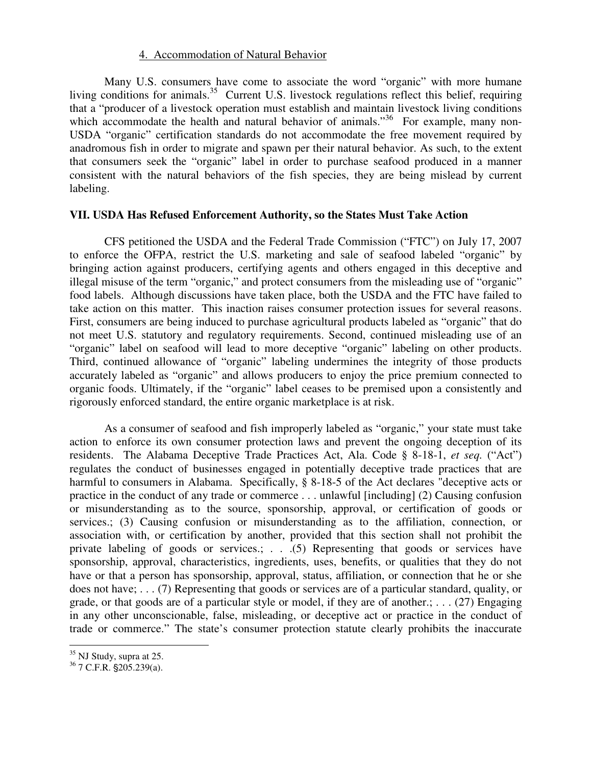#### 4. Accommodation of Natural Behavior

Many U.S. consumers have come to associate the word "organic" with more humane living conditions for animals.[35] Current U.S. livestock regulations reflect this belief, requiring that a "producer of a livestock operation must establish and maintain livestock living conditions which accommodate the health and natural behavior of animals."[36] For example, many non-USDA "organic" certification standards do not accommodate the free movement required by anadromous fish in order to migrate and spawn per their natural behavior. As such, to the extent that consumers seek the "organic" label in order to purchase seafood produced in a manner consistent with the natural behaviors of the fish species, they are being mislead by current labeling.

## VII. USDA Has Refused Enforcement Authority, so the States Must Take Action

CFS petitioned the USDA and the Federal Trade Commission ("FTC") on July 17, 2007 to enforce the OFPA, restrict the U.S. marketing and sale of seafood labeled "organic" by bringing action against producers, certifying agents and others engaged in this deceptive and illegal misuse of the term "organic," and protect consumers from the misleading use of "organic" food labels. Although discussions have taken place, both the USDA and the FTC have failed to take action on this matter. This inaction raises consumer protection issues for several reasons. First, consumers are being induced to purchase agricultural products labeled as "organic" that do not meet U.S. statutory and regulatory requirements. Second, continued misleading use of an "organic" label on seafood will lead to more deceptive "organic" labeling on other products. Third, continued allowance of "organic" labeling undermines the integrity of those products accurately labeled as "organic" and allows producers to enjoy the price premium connected to organic foods. Ultimately, if the "organic" label ceases to be premised upon a consistently and rigorously enforced standard, the entire organic marketplace is at risk.

As a consumer of seafood and fish improperly labeled as "organic," your state must take action to enforce its own consumer protection laws and prevent the ongoing deception of its residents. The Alabama Deceptive Trade Practices Act, Ala. Code § 8-18-1, *et seq.* ("Act") regulates the conduct of businesses engaged in potentially deceptive trade practices that are harmful to consumers in Alabama. Specifically, § 8-18-5 of the Act declares "deceptive acts or practice in the conduct of any trade or commerce . . . unlawful [including] (2) Causing confusion or misunderstanding as to the source, sponsorship, approval, or certification of goods or services.; (3) Causing confusion or misunderstanding as to the affiliation, connection, or association with, or certification by another, provided that this section shall not prohibit the private labeling of goods or services.; . . .(5) Representing that goods or services have sponsorship, approval, characteristics, ingredients, uses, benefits, or qualities that they do not have or that a person has sponsorship, approval, status, affiliation, or connection that he or she does not have; . . . (7) Representing that goods or services are of a particular standard, quality, or grade, or that goods are of a particular style or model, if they are of another.; . . . (27) Engaging in any other unconscionable, false, misleading, or deceptive act or practice in the conduct of trade or commerce." The state's consumer protection statute clearly prohibits the inaccurate

---

[35] NJ Study, supra at 25.

[36] 7 C.F.R. §205.239(a).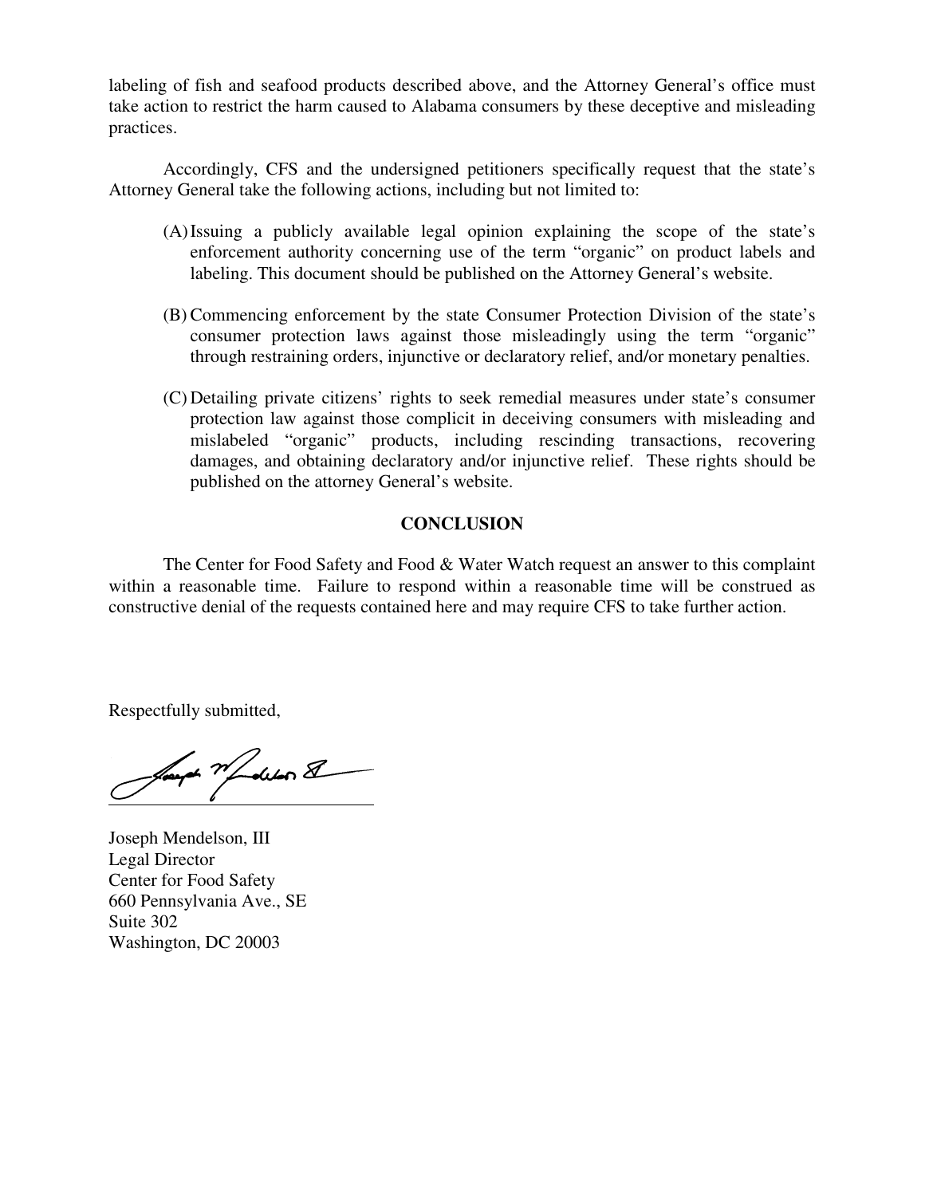labeling of fish and seafood products described above, and the Attorney General's office must take action to restrict the harm caused to Alabama consumers by these deceptive and misleading practices.

Accordingly, CFS and the undersigned petitioners specifically request that the state's Attorney General take the following actions, including but not limited to:

(A) Issuing a publicly available legal opinion explaining the scope of the state's enforcement authority concerning use of the term "organic" on product labels and labeling. This document should be published on the Attorney General's website.

(B) Commencing enforcement by the state Consumer Protection Division of the state's consumer protection laws against those misleadingly using the term "organic" through restraining orders, injunctive or declaratory relief, and/or monetary penalties.

(C) Detailing private citizens' rights to seek remedial measures under state's consumer protection law against those complicit in deceiving consumers with misleading and mislabeled "organic" products, including rescinding transactions, recovering damages, and obtaining declaratory and/or injunctive relief. These rights should be published on the attorney General's website.

## CONCLUSION

The Center for Food Safety and Food & Water Watch request an answer to this complaint within a reasonable time. Failure to respond within a reasonable time will be construed as constructive denial of the requests contained here and may require CFS to take further action.

Respectfully submitted,

Joseph Mendelson, III
Legal Director
Center for Food Safety
660 Pennsylvania Ave., SE
Suite 302
Washington, DC 20003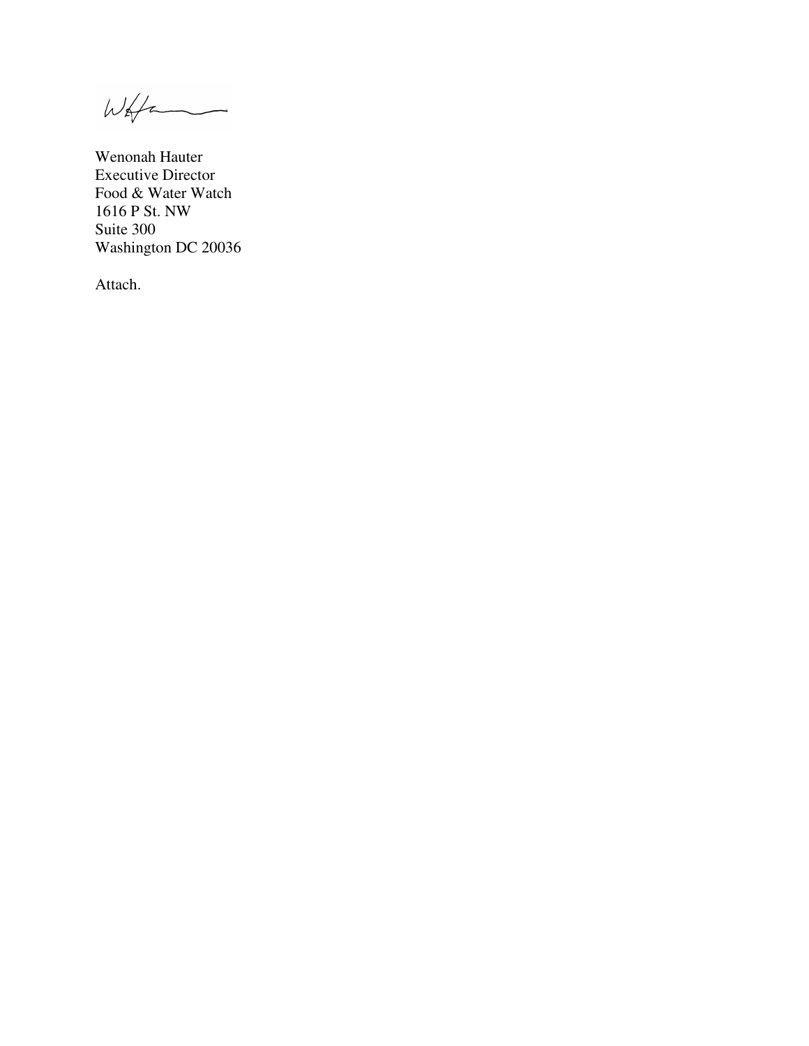Wenonah Hauter
Executive Director
Food & Water Watch
1616 P St. NW
Suite 300
Washington DC 20036

Attach.